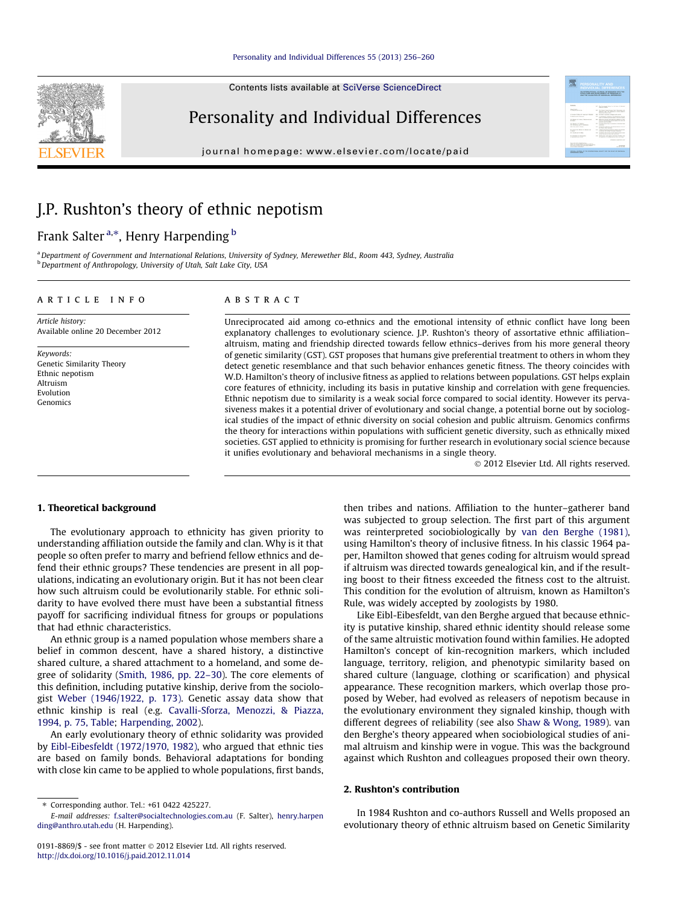Contents lists available at SciVerse ScienceDirect

# Personality and Individual Differences

journal homepage: www.elsevier.com/locate/paid

# J.P. Rushton's theory of ethnic nepotism

Frank Salter [a,*], Henry Harpending [b]

[a] Department of Government and International Relations, University of Sydney, Merewether Bld., Room 443, Sydney, Australia
[b] Department of Anthropology, University of Utah, Salt Lake City, USA

**ARTICLE INFO**

*Article history:*
Available online 20 December 2012

*Keywords:*
Genetic Similarity Theory
Ethnic nepotism
Altruism
Evolution
Genomics

**ABSTRACT**

Unreciprocated aid among co-ethnics and the emotional intensity of ethnic conflict have long been explanatory challenges to evolutionary science. J.P. Rushton's theory of assortative ethnic affiliation–altruism, mating and friendship directed towards fellow ethnics–derives from his more general theory of genetic similarity (GST). GST proposes that humans give preferential treatment to others in whom they detect genetic resemblance and that such behavior enhances genetic fitness. The theory coincides with W.D. Hamilton's theory of inclusive fitness as applied to relations between populations. GST helps explain core features of ethnicity, including its basis in putative kinship and correlation with gene frequencies. Ethnic nepotism due to similarity is a weak social force compared to social identity. However its pervasiveness makes it a potential driver of evolutionary and social change, a potential borne out by sociological studies of the impact of ethnic diversity on social cohesion and public altruism. Genomics confirms the theory for interactions within populations with sufficient genetic diversity, such as ethnically mixed societies. GST applied to ethnicity is promising for further research in evolutionary social science because it unifies evolutionary and behavioral mechanisms in a single theory.

© 2012 Elsevier Ltd. All rights reserved.

## 1. Theoretical background

The evolutionary approach to ethnicity has given priority to understanding affiliation outside the family and clan. Why is it that people so often prefer to marry and befriend fellow ethnics and defend their ethnic groups? These tendencies are present in all populations, indicating an evolutionary origin. But it has not been clear how such altruism could be evolutionarily stable. For ethnic solidarity to have evolved there must have been a substantial fitness payoff for sacrificing individual fitness for groups or populations that had ethnic characteristics.

An ethnic group is a named population whose members share a belief in common descent, have a shared history, a distinctive shared culture, a shared attachment to a homeland, and some degree of solidarity (Smith, 1986, pp. 22–30). The core elements of this definition, including putative kinship, derive from the sociologist Weber (1946/1922, p. 173). Genetic assay data show that ethnic kinship is real (e.g. Cavalli-Sforza, Menozzi, & Piazza, 1994, p. 75, Table; Harpending, 2002).

An early evolutionary theory of ethnic solidarity was provided by Eibl-Eibesfeldt (1972/1970, 1982), who argued that ethnic ties are based on family bonds. Behavioral adaptations for bonding with close kin came to be applied to whole populations, first bands, then tribes and nations. Affiliation to the hunter–gatherer band was subjected to group selection. The first part of this argument was reinterpreted sociobiologically by van den Berghe (1981), using Hamilton's theory of inclusive fitness. In his classic 1964 paper, Hamilton showed that genes coding for altruism would spread if altruism was directed towards genealogical kin, and if the resulting boost to their fitness exceeded the fitness cost to the altruist. This condition for the evolution of altruism, known as Hamilton's Rule, was widely accepted by zoologists by 1980.

Like Eibl-Eibesfeldt, van den Berghe argued that because ethnicity is putative kinship, shared ethnic identity should release some of the same altruistic motivation found within families. He adopted Hamilton's concept of kin-recognition markers, which included language, territory, religion, and phenotypic similarity based on shared culture (language, clothing or scarification) and physical appearance. These recognition markers, which overlap those proposed by Weber, had evolved as releasers of nepotism because in the evolutionary environment they signaled kinship, though with different degrees of reliability (see also Shaw & Wong, 1989). van den Berghe's theory appeared when sociobiological studies of animal altruism and kinship were in vogue. This was the background against which Rushton and colleagues proposed their own theory.

## 2. Rushton's contribution

In 1984 Rushton and co-authors Russell and Wells proposed an evolutionary theory of ethnic altruism based on Genetic Similarity

---

* Corresponding author. Tel.: +61 0422 425227.
E-mail addresses: f.salter@socialtechnologies.com.au (F. Salter), henry.harpending@anthro.utah.edu (H. Harpending).

0191-8869/$ - see front matter © 2012 Elsevier Ltd. All rights reserved.
http://dx.doi.org/10.1016/j.paid.2012.11.014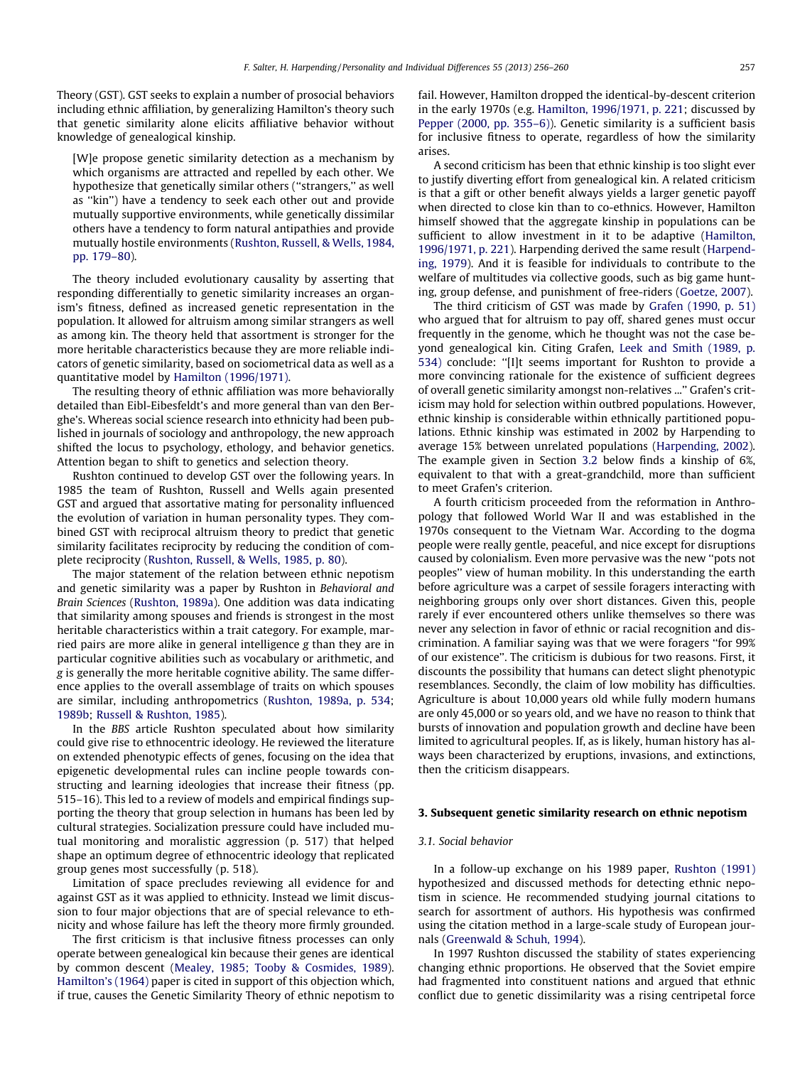Theory (GST). GST seeks to explain a number of prosocial behaviors including ethnic affiliation, by generalizing Hamilton's theory such that genetic similarity alone elicits affiliative behavior without knowledge of genealogical kinship.

> [W]e propose genetic similarity detection as a mechanism by which organisms are attracted and repelled by each other. We hypothesize that genetically similar others ("strangers," as well as "kin") have a tendency to seek each other out and provide mutually supportive environments, while genetically dissimilar others have a tendency to form natural antipathies and provide mutually hostile environments (Rushton, Russell, & Wells, 1984, pp. 179–80).

The theory included evolutionary causality by asserting that responding differentially to genetic similarity increases an organism's fitness, defined as increased genetic representation in the population. It allowed for altruism among similar strangers as well as among kin. The theory held that assortment is stronger for the more heritable characteristics because they are more reliable indicators of genetic similarity, based on sociometrical data as well as a quantitative model by Hamilton (1996/1971).

The resulting theory of ethnic affiliation was more behaviorally detailed than Eibl-Eibesfeldt's and more general than van den Berghe's. Whereas social science research into ethnicity had been published in journals of sociology and anthropology, the new approach shifted the locus to psychology, ethology, and behavior genetics. Attention began to shift to genetics and selection theory.

Rushton continued to develop GST over the following years. In 1985 the team of Rushton, Russell and Wells again presented GST and argued that assortative mating for personality influenced the evolution of variation in human personality types. They combined GST with reciprocal altruism theory to predict that genetic similarity facilitates reciprocity by reducing the condition of complete reciprocity (Rushton, Russell, & Wells, 1985, p. 80).

The major statement of the relation between ethnic nepotism and genetic similarity was a paper by Rushton in *Behavioral and Brain Sciences* (Rushton, 1989a). One addition was data indicating that similarity among spouses and friends is strongest in the most heritable characteristics within a trait category. For example, married pairs are more alike in general intelligence *g* than they are in particular cognitive abilities such as vocabulary or arithmetic, and *g* is generally the more heritable cognitive ability. The same difference applies to the overall assemblage of traits on which spouses are similar, including anthropometrics (Rushton, 1989a, p. 534; 1989b; Russell & Rushton, 1985).

In the *BBS* article Rushton speculated about how similarity could give rise to ethnocentric ideology. He reviewed the literature on extended phenotypic effects of genes, focusing on the idea that epigenetic developmental rules can incline people towards constructing and learning ideologies that increase their fitness (pp. 515–16). This led to a review of models and empirical findings supporting the theory that group selection in humans has been led by cultural strategies. Socialization pressure could have included mutual monitoring and moralistic aggression (p. 517) that helped shape an optimum degree of ethnocentric ideology that replicated group genes most successfully (p. 518).

Limitation of space precludes reviewing all evidence for and against GST as it was applied to ethnicity. Instead we limit discussion to four major objections that are of special relevance to ethnicity and whose failure has left the theory more firmly grounded.

The first criticism is that inclusive fitness processes can only operate between genealogical kin because their genes are identical by common descent (Mealey, 1985; Tooby & Cosmides, 1989). Hamilton's (1964) paper is cited in support of this objection which, if true, causes the Genetic Similarity Theory of ethnic nepotism to fail. However, Hamilton dropped the identical-by-descent criterion in the early 1970s (e.g. Hamilton, 1996/1971, p. 221; discussed by Pepper (2000, pp. 355–6)). Genetic similarity is a sufficient basis for inclusive fitness to operate, regardless of how the similarity arises.

A second criticism has been that ethnic kinship is too slight ever to justify diverting effort from genealogical kin. A related criticism is that a gift or other benefit always yields a larger genetic payoff when directed to close kin than to co-ethnics. However, Hamilton himself showed that the aggregate kinship in populations can be sufficient to allow investment in it to be adaptive (Hamilton, 1996/1971, p. 221). Harpending derived the same result (Harpending, 1979). And it is feasible for individuals to contribute to the welfare of multitudes via collective goods, such as big game hunting, group defense, and punishment of free-riders (Goetze, 2007).

The third criticism of GST was made by Grafen (1990, p. 51) who argued that for altruism to pay off, shared genes must occur frequently in the genome, which he thought was not the case beyond genealogical kin. Citing Grafen, Leek and Smith (1989, p. 534) conclude: "[I]t seems important for Rushton to provide a more convincing rationale for the existence of sufficient degrees of overall genetic similarity amongst non-relatives ..." Grafen's criticism may hold for selection within outbred populations. However, ethnic kinship is considerable within ethnically partitioned populations. Ethnic kinship was estimated in 2002 by Harpending to average 15% between unrelated populations (Harpending, 2002). The example given in Section 3.2 below finds a kinship of 6%, equivalent to that with a great-grandchild, more than sufficient to meet Grafen's criterion.

A fourth criticism proceeded from the reformation in Anthropology that followed World War II and was established in the 1970s consequent to the Vietnam War. According to the dogma people were really gentle, peaceful, and nice except for disruptions caused by colonialism. Even more pervasive was the new "pots not peoples" view of human mobility. In this understanding the earth before agriculture was a carpet of sessile foragers interacting with neighboring groups only over short distances. Given this, people rarely if ever encountered others unlike themselves so there was never any selection in favor of ethnic or racial recognition and discrimination. A familiar saying was that we were foragers "for 99% of our existence". The criticism is dubious for two reasons. First, it discounts the possibility that humans can detect slight phenotypic resemblances. Secondly, the claim of low mobility has difficulties. Agriculture is about 10,000 years old while fully modern humans are only 45,000 or so years old, and we have no reason to think that bursts of innovation and population growth and decline have been limited to agricultural peoples. If, as is likely, human history has always been characterized by eruptions, invasions, and extinctions, then the criticism disappears.

## 3. Subsequent genetic similarity research on ethnic nepotism

### 3.1. Social behavior

In a follow-up exchange on his 1989 paper, Rushton (1991) hypothesized and discussed methods for detecting ethnic nepotism in science. He recommended studying journal citations to search for assortment of authors. His hypothesis was confirmed using the citation method in a large-scale study of European journals (Greenwald & Schuh, 1994).

In 1997 Rushton discussed the stability of states experiencing changing ethnic proportions. He observed that the Soviet empire had fragmented into constituent nations and argued that ethnic conflict due to genetic dissimilarity was a rising centripetal force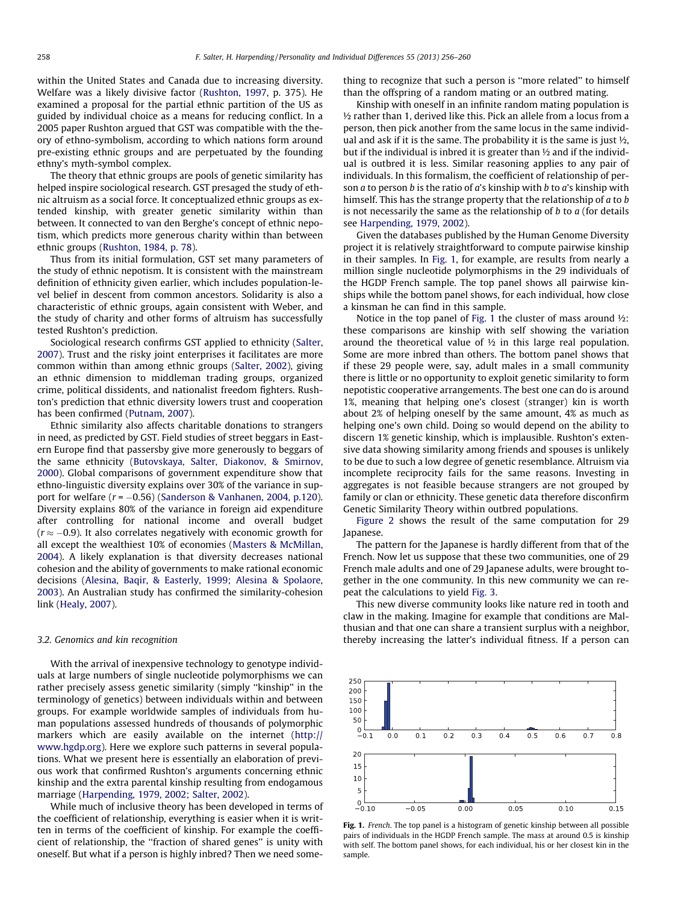within the United States and Canada due to increasing diversity. Welfare was a likely divisive factor (Rushton, 1997, p. 375). He examined a proposal for the partial ethnic partition of the US as guided by individual choice as a means for reducing conflict. In a 2005 paper Rushton argued that GST was compatible with the theory of ethno-symbolism, according to which nations form around pre-existing ethnic groups and are perpetuated by the founding ethny's myth-symbol complex.

The theory that ethnic groups are pools of genetic similarity has helped inspire sociological research. GST presaged the study of ethnic altruism as a social force. It conceptualized ethnic groups as extended kinship, with greater genetic similarity within than between. It connected to van den Berghe's concept of ethnic nepotism, which predicts more generous charity within than between ethnic groups (Rushton, 1984, p. 78).

Thus from its initial formulation, GST set many parameters of the study of ethnic nepotism. It is consistent with the mainstream definition of ethnicity given earlier, which includes population-level belief in descent from common ancestors. Solidarity is also a characteristic of ethnic groups, again consistent with Weber, and the study of charity and other forms of altruism has successfully tested Rushton's prediction.

Sociological research confirms GST applied to ethnicity (Salter, 2007). Trust and the risky joint enterprises it facilitates are more common within than among ethnic groups (Salter, 2002), giving an ethnic dimension to middleman trading groups, organized crime, political dissidents, and nationalist freedom fighters. Rushton's prediction that ethnic diversity lowers trust and cooperation has been confirmed (Putnam, 2007).

Ethnic similarity also affects charitable donations to strangers in need, as predicted by GST. Field studies of street beggars in Eastern Europe find that passersby give more generously to beggars of the same ethnicity (Butovskaya, Salter, Diakonov, & Smirnov, 2000). Global comparisons of government expenditure show that ethno-linguistic diversity explains over 30% of the variance in support for welfare ($r = -0.56$) (Sanderson & Vanhanen, 2004, p.120). Diversity explains 80% of the variance in foreign aid expenditure after controlling for national income and overall budget ($r \approx -0.9$). It also correlates negatively with economic growth for all except the wealthiest 10% of economies (Masters & McMillan, 2004). A likely explanation is that diversity decreases national cohesion and the ability of governments to make rational economic decisions (Alesina, Baqir, & Easterly, 1999; Alesina & Spolaore, 2003). An Australian study has confirmed the similarity-cohesion link (Healy, 2007).

### 3.2. Genomics and kin recognition

With the arrival of inexpensive technology to genotype individuals at large numbers of single nucleotide polymorphisms we can rather precisely assess genetic similarity (simply "kinship" in the terminology of genetics) between individuals within and between groups. For example worldwide samples of individuals from human populations assessed hundreds of thousands of polymorphic markers which are easily available on the internet (http://www.hgdp.org). Here we explore such patterns in several populations. What we present here is essentially an elaboration of previous work that confirmed Rushton's arguments concerning ethnic kinship and the extra parental kinship resulting from endogamous marriage (Harpending, 1979, 2002; Salter, 2002).

While much of inclusive theory has been developed in terms of the coefficient of relationship, everything is easier when it is written in terms of the coefficient of kinship. For example the coefficient of relationship, the "fraction of shared genes" is unity with oneself. But what if a person is highly inbred? Then we need something to recognize that such a person is "more related" to himself than the offspring of a random mating or an outbred mating.

Kinship with oneself in an infinite random mating population is ½ rather than 1, derived like this. Pick an allele from a locus from a person, then pick another from the same locus in the same individual and ask if it is the same. The probability it is the same is just ½, but if the individual is inbred it is greater than ½ and if the individual is outbred it is less. Similar reasoning applies to any pair of individuals. In this formalism, the coefficient of relationship of person $a$ to person $b$ is the ratio of $a$'s kinship with $b$ to $a$'s kinship with himself. This has the strange property that the relationship of $a$ to $b$ is not necessarily the same as the relationship of $b$ to $a$ (for details see Harpending, 1979, 2002).

Given the databases published by the Human Genome Diversity project it is relatively straightforward to compute pairwise kinship in their samples. In Fig. 1, for example, are results from nearly a million single nucleotide polymorphisms in the 29 individuals of the HGDP French sample. The top panel shows all pairwise kinships while the bottom panel shows, for each individual, how close a kinsman he can find in this sample.

Notice in the top panel of Fig. 1 the cluster of mass around ½: these comparisons are kinship with self showing the variation around the theoretical value of ½ in this large real population. Some are more inbred than others. The bottom panel shows that if these 29 people were, say, adult males in a small community there is little or no opportunity to exploit genetic similarity to form nepotistic cooperative arrangements. The best one can do is around 1%, meaning that helping one's closest (stranger) kin is worth about 2% of helping oneself by the same amount, 4% as much as helping one's own child. Doing so would depend on the ability to discern 1% genetic kinship, which is implausible. Rushton's extensive data showing similarity among friends and spouses is unlikely to be due to such a low degree of genetic resemblance. Altruism via incomplete reciprocity fails for the same reasons. Investing in aggregates is not feasible because strangers are not grouped by family or clan or ethnicity. These genetic data therefore disconfirm Genetic Similarity Theory within outbred populations.

Figure 2 shows the result of the same computation for 29 Japanese.

The pattern for the Japanese is hardly different from that of the French. Now let us suppose that these two communities, one of 29 French male adults and one of 29 Japanese adults, were brought together in the one community. In this new community we can repeat the calculations to yield Fig. 3.

This new diverse community looks like nature red in tooth and claw in the making. Imagine for example that conditions are Malthusian and that one can share a transient surplus with a neighbor, thereby increasing the latter's individual fitness. If a person can

**Fig. 1.** *French*. The top panel is a histogram of genetic kinship between all possible pairs of individuals in the HGDP French sample. The mass at around 0.5 is kinship with self. The bottom panel shows, for each individual, his or her closest kin in the sample.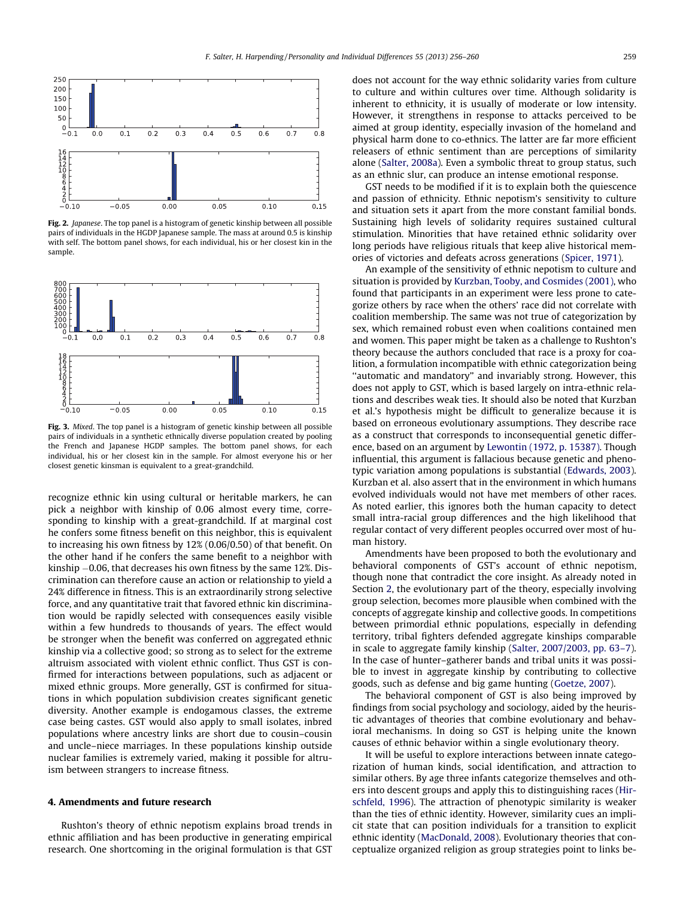**Fig. 2.** *Japanese*. The top panel is a histogram of genetic kinship between all possible pairs of individuals in the HGDP Japanese sample. The mass at around 0.5 is kinship with self. The bottom panel shows, for each individual, his or her closest kin in the sample.

**Fig. 3.** *Mixed*. The top panel is a histogram of genetic kinship between all possible pairs of individuals in a synthetic ethnically diverse population created by pooling the French and Japanese HGDP samples. The bottom panel shows, for each individual, his or her closest kin in the sample. For almost everyone his or her closest genetic kinsman is equivalent to a great-grandchild.

recognize ethnic kin using cultural or heritable markers, he can pick a neighbor with kinship of 0.06 almost every time, corresponding to kinship with a great-grandchild. If at marginal cost he confers some fitness benefit on this neighbor, this is equivalent to increasing his own fitness by 12% (0.06/0.50) of that benefit. On the other hand if he confers the same benefit to a neighbor with kinship −0.06, that decreases his own fitness by the same 12%. Discrimination can therefore cause an action or relationship to yield a 24% difference in fitness. This is an extraordinarily strong selective force, and any quantitative trait that favored ethnic kin discrimination would be rapidly selected with consequences easily visible within a few hundreds to thousands of years. The effect would be stronger when the benefit was conferred on aggregated ethnic kinship via a collective good; so strong as to select for the extreme altruism associated with violent ethnic conflict. Thus GST is confirmed for interactions between populations, such as adjacent or mixed ethnic groups. More generally, GST is confirmed for situations in which population subdivision creates significant genetic diversity. Another example is endogamous classes, the extreme case being castes. GST would also apply to small isolates, inbred populations where ancestry links are short due to cousin–cousin and uncle–niece marriages. In these populations kinship outside nuclear families is extremely varied, making it possible for altruism between strangers to increase fitness.

## 4. Amendments and future research

Rushton's theory of ethnic nepotism explains broad trends in ethnic affiliation and has been productive in generating empirical research. One shortcoming in the original formulation is that GST does not account for the way ethnic solidarity varies from culture to culture and within cultures over time. Although solidarity is inherent to ethnicity, it is usually of moderate or low intensity. However, it strengthens in response to attacks perceived to be aimed at group identity, especially invasion of the homeland and physical harm done to co-ethnics. The latter are far more efficient releasers of ethnic sentiment than are perceptions of similarity alone (Salter, 2008a). Even a symbolic threat to group status, such as an ethnic slur, can produce an intense emotional response.

GST needs to be modified if it is to explain both the quiescence and passion of ethnicity. Ethnic nepotism's sensitivity to culture and situation sets it apart from the more constant familial bonds. Sustaining high levels of solidarity requires sustained cultural stimulation. Minorities that have retained ethnic solidarity over long periods have religious rituals that keep alive historical memories of victories and defeats across generations (Spicer, 1971).

An example of the sensitivity of ethnic nepotism to culture and situation is provided by Kurzban, Tooby, and Cosmides (2001), who found that participants in an experiment were less prone to categorize others by race when the others' race did not correlate with coalition membership. The same was not true of categorization by sex, which remained robust even when coalitions contained men and women. This paper might be taken as a challenge to Rushton's theory because the authors concluded that race is a proxy for coalition, a formulation incompatible with ethnic categorization being "automatic and mandatory" and invariably strong. However, this does not apply to GST, which is based largely on intra-ethnic relations and describes weak ties. It should also be noted that Kurzban et al.'s hypothesis might be difficult to generalize because it is based on erroneous evolutionary assumptions. They describe race as a construct that corresponds to inconsequential genetic difference, based on an argument by Lewontin (1972, p. 15387). Though influential, this argument is fallacious because genetic and phenotypic variation among populations is substantial (Edwards, 2003). Kurzban et al. also assert that in the environment in which humans evolved individuals would not have met members of other races. As noted earlier, this ignores both the human capacity to detect small intra-racial group differences and the high likelihood that regular contact of very different peoples occurred over most of human history.

Amendments have been proposed to both the evolutionary and behavioral components of GST's account of ethnic nepotism, though none that contradict the core insight. As already noted in Section 2, the evolutionary part of the theory, especially involving group selection, becomes more plausible when combined with the concepts of aggregate kinship and collective goods. In competitions between primordial ethnic populations, especially in defending territory, tribal fighters defended aggregate kinships comparable in scale to aggregate family kinship (Salter, 2007/2003, pp. 63–7). In the case of hunter–gatherer bands and tribal units it was possible to invest in aggregate kinship by contributing to collective goods, such as defense and big game hunting (Goetze, 2007).

The behavioral component of GST is also being improved by findings from social psychology and sociology, aided by the heuristic advantages of theories that combine evolutionary and behavioral mechanisms. In doing so GST is helping unite the known causes of ethnic behavior within a single evolutionary theory.

It will be useful to explore interactions between innate categorization of human kinds, social identification, and attraction to similar others. By age three infants categorize themselves and others into descent groups and apply this to distinguishing races (Hirschfeld, 1996). The attraction of phenotypic similarity is weaker than the ties of ethnic identity. However, similarity cues an implicit state that can position individuals for a transition to explicit ethnic identity (MacDonald, 2008). Evolutionary theories that conceptualize organized religion as group strategies point to links be-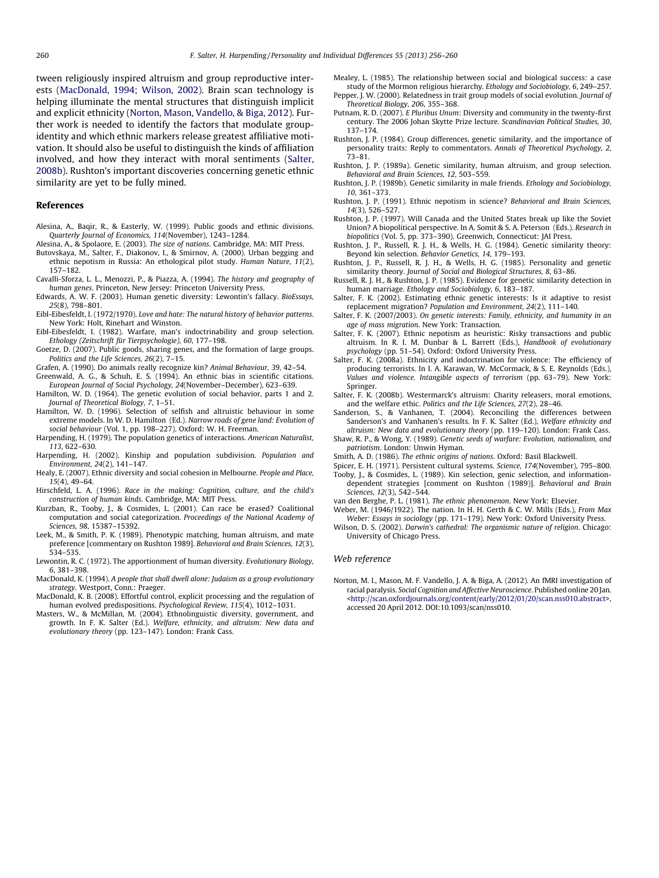tween religiously inspired altruism and group reproductive interests (MacDonald, 1994; Wilson, 2002). Brain scan technology is helping illuminate the mental structures that distinguish implicit and explicit ethnicity (Norton, Mason, Vandello, & Biga, 2012). Further work is needed to identify the factors that modulate group-identity and which ethnic markers release greatest affiliative motivation. It should also be useful to distinguish the kinds of affiliation involved, and how they interact with moral sentiments (Salter, 2008b). Rushton's important discoveries concerning genetic ethnic similarity are yet to be fully mined.

## References

Alesina, A., Baqir, R., & Easterly, W. (1999). Public goods and ethnic divisions. *Quarterly Journal of Economics, 114*(November), 1243–1284.

Alesina, A., & Spolaore, E. (2003). *The size of nations*. Cambridge, MA: MIT Press.

Butovskaya, M., Salter, F., Diakonov, I., & Smirnov, A. (2000). Urban begging and ethnic nepotism in Russia: An ethological pilot study. *Human Nature, 11*(2), 157–182.

Cavalli-Sforza, L. L., Menozzi, P., & Piazza, A. (1994). *The history and geography of human genes*. Princeton, New Jersey: Princeton University Press.

Edwards, A. W. F. (2003). Human genetic diversity: Lewontin's fallacy. *BioEssays, 25*(8), 798–801.

Eibl-Eibesfeldt, I. (1972/1970). *Love and hate: The natural history of behavior patterns*. New York: Holt, Rinehart and Winston.

Eibl-Eibesfeldt, I. (1982). Warfare, man's indoctrinability and group selection. *Ethology (Zeitschrift für Tierpsychologie), 60*, 177–198.

Goetze, D. (2007). Public goods, sharing genes, and the formation of large groups. *Politics and the Life Sciences, 26*(2), 7–15.

Grafen, A. (1990). Do animals really recognize kin? *Animal Behaviour, 39*, 42–54.

Greenwald, A. G., & Schuh, E. S. (1994). An ethnic bias in scientific citations. *European Journal of Social Psychology, 24*(November–December), 623–639.

Hamilton, W. D. (1964). The genetic evolution of social behavior, parts 1 and 2. *Journal of Theoretical Biology, 7*, 1–51.

Hamilton, W. D. (1996). Selection of selfish and altruistic behaviour in some extreme models. In W. D. Hamilton (Ed.). *Narrow roads of gene land: Evolution of social behaviour* (Vol. 1, pp. 198–227). Oxford: W. H. Freeman.

Harpending, H. (1979). The population genetics of interactions. *American Naturalist, 113*, 622–630.

Harpending, H. (2002). Kinship and population subdivision. *Population and Environment, 24*(2), 141–147.

Healy, E. (2007). Ethnic diversity and social cohesion in Melbourne. *People and Place, 15*(4), 49–64.

Hirschfeld, L. A. (1996). *Race in the making: Cognition, culture, and the child's construction of human kinds*. Cambridge, MA: MIT Press.

Kurzban, R., Tooby, J., & Cosmides, L. (2001). Can race be erased? Coalitional computation and social categorization. *Proceedings of the National Academy of Sciences, 98*, 15387–15392.

Leek, M., & Smith, P. K. (1989). Phenotypic matching, human altruism, and mate preference [commentary on Rushton 1989]. *Behavioral and Brain Sciences, 12*(3), 534–535.

Lewontin, R. C. (1972). The apportionment of human diversity. *Evolutionary Biology, 6*, 381–398.

MacDonald, K. (1994). *A people that shall dwell alone: Judaism as a group evolutionary strategy*. Westport, Conn.: Praeger.

MacDonald, K. B. (2008). Effortful control, explicit processing and the regulation of human evolved predispositions. *Psychological Review, 115*(4), 1012–1031.

Masters, W., & McMillan, M. (2004). Ethnolinguistic diversity, government, and growth. In F. K. Salter (Ed.). *Welfare, ethnicity, and altruism: New data and evolutionary theory* (pp. 123–147). London: Frank Cass.

Mealey, L. (1985). The relationship between social and biological success: a case study of the Mormon religious hierarchy. *Ethology and Sociobiology, 6*, 249–257.

Pepper, J. W. (2000). Relatedness in trait group models of social evolution. *Journal of Theoretical Biology, 206*, 355–368.

Putnam, R. D. (2007). *E Pluribus Unum*: Diversity and community in the twenty-first century. The 2006 Johan Skytte Prize lecture. *Scandinavian Political Studies, 30*, 137–174.

Rushton, J. P. (1984). Group differences, genetic similarity, and the importance of personality traits: Reply to commentators. *Annals of Theoretical Psychology, 2*, 73–81.

Rushton, J. P. (1989a). Genetic similarity, human altruism, and group selection. *Behavioral and Brain Sciences, 12*, 503–559.

Rushton, J. P. (1989b). Genetic similarity in male friends. *Ethology and Sociobiology, 10*, 361–373.

Rushton, J. P. (1991). Ethnic nepotism in science? *Behavioral and Brain Sciences, 14*(3), 526–527.

Rushton, J. P. (1997). Will Canada and the United States break up like the Soviet Union? A biopolitical perspective. In A. Somit & S. A. Peterson (Eds.). *Research in biopolitics* (Vol. 5, pp. 373–390). Greenwich, Connecticut: JAI Press.

Rushton, J. P., Russell, R. J. H., & Wells, H. G. (1984). Genetic similarity theory: Beyond kin selection. *Behavior Genetics, 14*, 179–193.

Rushton, J. P., Russell, R. J. H., & Wells, H. G. (1985). Personality and genetic similarity theory. *Journal of Social and Biological Structures, 8*, 63–86.

Russell, R. J. H., & Rushton, J. P. (1985). Evidence for genetic similarity detection in human marriage. *Ethology and Sociobiology, 6*, 183–187.

Salter, F. K. (2002). Estimating ethnic genetic interests: Is it adaptive to resist replacement migration? *Population and Environment, 24*(2), 111–140.

Salter, F. K. (2007/2003). *On genetic interests: Family, ethnicity, and humanity in an age of mass migration*. New York: Transaction.

Salter, F. K. (2007). Ethnic nepotism as heuristic: Risky transactions and public altruism. In R. I. M. Dunbar & L. Barrett (Eds.), *Handbook of evolutionary psychology* (pp. 51–54). Oxford: Oxford University Press.

Salter, F. K. (2008a). Ethnicity and indoctrination for violence: The efficiency of producing terrorists. In I. A. Karawan, W. McCormack, & S. E. Reynolds (Eds.), *Values and violence. Intangible aspects of terrorism* (pp. 63–79). New York: Springer.

Salter, F. K. (2008b). Westermarck's altruism: Charity releasers, moral emotions, and the welfare ethic. *Politics and the Life Sciences, 27*(2), 28–46.

Sanderson, S., & Vanhanen, T. (2004). Reconciling the differences between Sanderson's and Vanhanen's results. In F. K. Salter (Ed.), *Welfare ethnicity and altruism: New data and evolutionary theory* (pp. 119–120). London: Frank Cass.

Shaw, R. P., & Wong, Y. (1989). *Genetic seeds of warfare: Evolution, nationalism, and patriotism*. London: Unwin Hyman.

Smith, A. D. (1986). *The ethnic origins of nations*. Oxford: Basil Blackwell.

Spicer, E. H. (1971). Persistent cultural systems. *Science, 174*(November), 795–800.

Tooby, J., & Cosmides, L. (1989). Kin selection, genic selection, and information-dependent strategies [comment on Rushton (1989)]. *Behavioral and Brain Sciences, 12*(3), 542–544.

van den Berghe, P. L. (1981). *The ethnic phenomenon*. New York: Elsevier.

Weber, M. (1946/1922). The nation. In H. H. Gerth & C. W. Mills (Eds.), *From Max Weber: Essays in sociology* (pp. 171–179). New York: Oxford University Press.

Wilson, D. S. (2002). *Darwin's cathedral: The organismic nature of religion*. Chicago: University of Chicago Press.

### Web reference

Norton, M. I., Mason, M. F. Vandello, J. A. & Biga, A. (2012). An fMRI investigation of racial paralysis. *Social Cognition and Affective Neuroscience*. Published online 20 Jan. <http://scan.oxfordjournals.org/content/early/2012/01/20/scan.nss010.abstract>, accessed 20 April 2012. DOI:10.1093/scan/nss010.